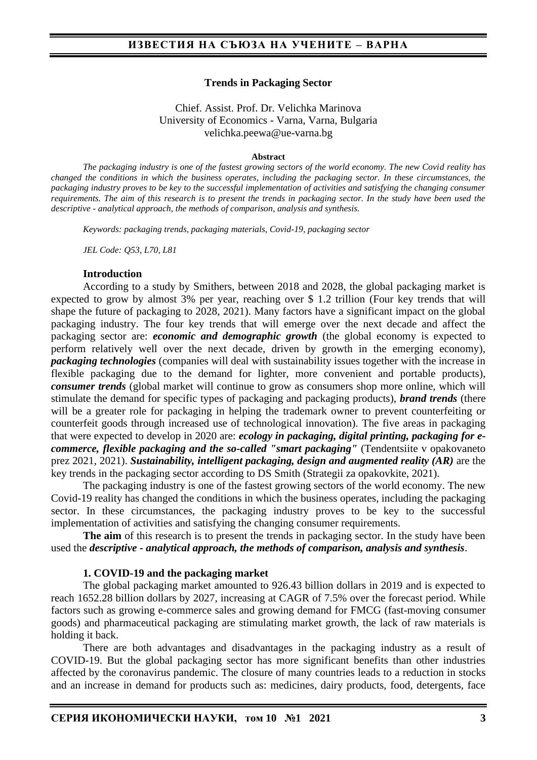# Trends in Packaging Sector

Chief. Assist. Prof. Dr. Velichka Marinova
University of Economics - Varna, Varna, Bulgaria
velichka.peewa@ue-varna.bg

**Abstract**

*The packaging industry is one of the fastest growing sectors of the world economy. The new Covid reality has changed the conditions in which the business operates, including the packaging sector. In these circumstances, the packaging industry proves to be key to the successful implementation of activities and satisfying the changing consumer requirements. The aim of this research is to present the trends in packaging sector. In the study have been used the descriptive - analytical approach, the methods of comparison, analysis and synthesis.*

*Keywords: packaging trends, packaging materials, Covid-19, packaging sector*

*JEL Code: Q53, L70, L81*

## Introduction

According to a study by Smithers, between 2018 and 2028, the global packaging market is expected to grow by almost 3% per year, reaching over $ 1.2 trillion (Four key trends that will shape the future of packaging to 2028, 2021). Many factors have a significant impact on the global packaging industry. The four key trends that will emerge over the next decade and affect the packaging sector are: ***economic and demographic growth*** (the global economy is expected to perform relatively well over the next decade, driven by growth in the emerging economy), ***packaging technologies*** (companies will deal with sustainability issues together with the increase in flexible packaging due to the demand for lighter, more convenient and portable products), ***consumer trends*** (global market will continue to grow as consumers shop more online, which will stimulate the demand for specific types of packaging and packaging products), ***brand trends*** (there will be a greater role for packaging in helping the trademark owner to prevent counterfeiting or counterfeit goods through increased use of technological innovation). The five areas in packaging that were expected to develop in 2020 are: ***ecology in packaging, digital printing, packaging for e-commerce, flexible packaging and the so-called "smart packaging"*** (Tendentsiite v opakovaneto prez 2021, 2021). ***Sustainability, intelligent packaging, design and augmented reality (AR)*** are the key trends in the packaging sector according to DS Smith (Strategii za opakovkite, 2021).

The packaging industry is one of the fastest growing sectors of the world economy. The new Covid-19 reality has changed the conditions in which the business operates, including the packaging sector. In these circumstances, the packaging industry proves to be key to the successful implementation of activities and satisfying the changing consumer requirements.

**The aim** of this research is to present the trends in packaging sector. In the study have been used the ***descriptive - analytical approach, the methods of comparison, analysis and synthesis***.

## 1. COVID-19 and the packaging market

The global packaging market amounted to 926.43 billion dollars in 2019 and is expected to reach 1652.28 billion dollars by 2027, increasing at CAGR of 7.5% over the forecast period. While factors such as growing e-commerce sales and growing demand for FMCG (fast-moving consumer goods) and pharmaceutical packaging are stimulating market growth, the lack of raw materials is holding it back.

There are both advantages and disadvantages in the packaging industry as a result of COVID-19. But the global packaging sector has more significant benefits than other industries affected by the coronavirus pandemic. The closure of many countries leads to a reduction in stocks and an increase in demand for products such as: medicines, dairy products, food, detergents, face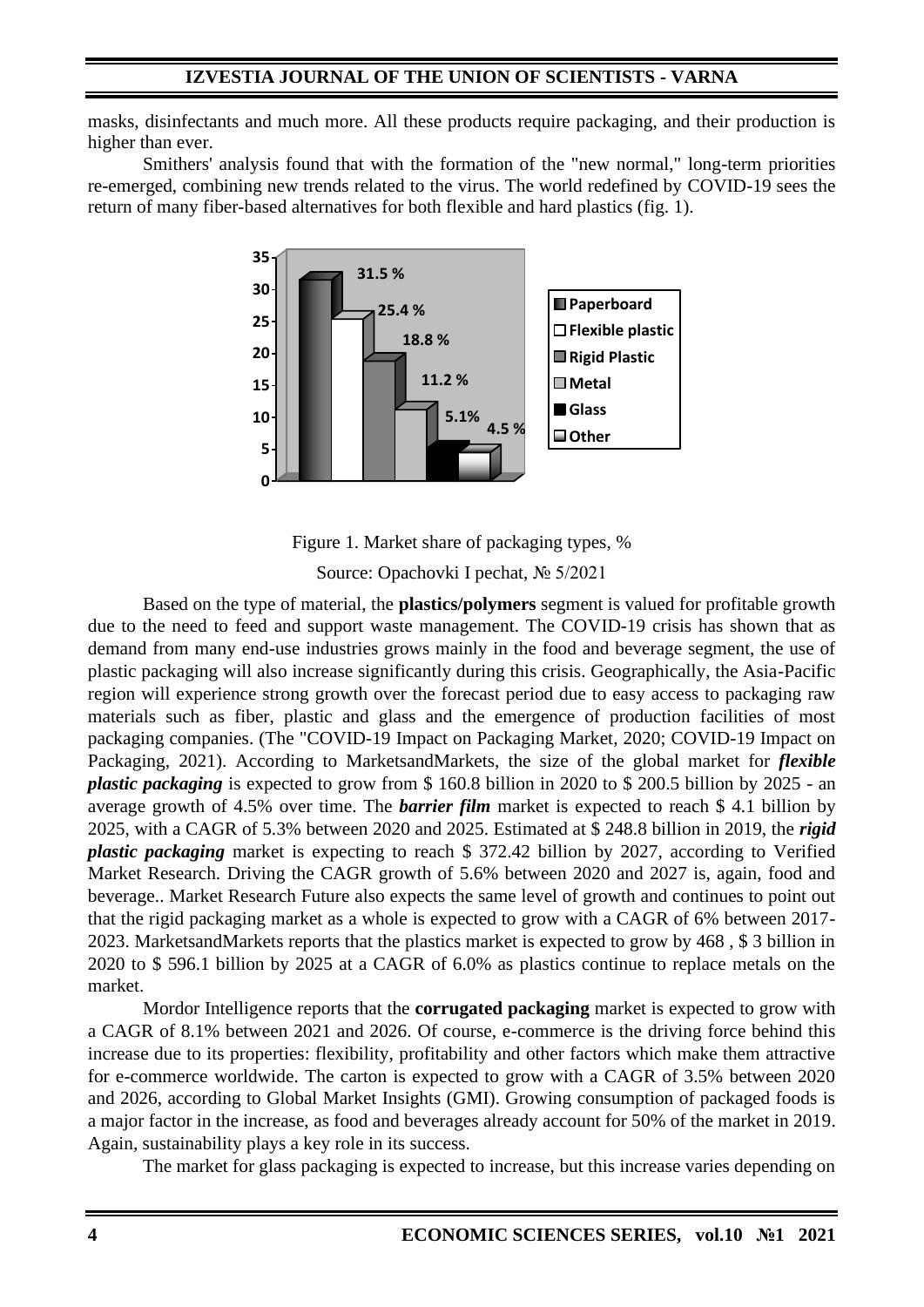masks, disinfectants and much more. All these products require packaging, and their production is higher than ever.

Smithers' analysis found that with the formation of the "new normal," long-term priorities re-emerged, combining new trends related to the virus. The world redefined by COVID-19 sees the return of many fiber-based alternatives for both flexible and hard plastics (fig. 1).

Figure 1. Market share of packaging types, %

Source: Opachovki I pechat, № 5/2021

Based on the type of material, the **plastics/polymers** segment is valued for profitable growth due to the need to feed and support waste management. The COVID-19 crisis has shown that as demand from many end-use industries grows mainly in the food and beverage segment, the use of plastic packaging will also increase significantly during this crisis. Geographically, the Asia-Pacific region will experience strong growth over the forecast period due to easy access to packaging raw materials such as fiber, plastic and glass and the emergence of production facilities of most packaging companies. (The "COVID-19 Impact on Packaging Market, 2020; COVID-19 Impact on Packaging, 2021). According to MarketsandMarkets, the size of the global market for ***flexible plastic packaging*** is expected to grow from $ 160.8 billion in 2020 to $ 200.5 billion by 2025 - an average growth of 4.5% over time. The ***barrier film*** market is expected to reach $ 4.1 billion by 2025, with a CAGR of 5.3% between 2020 and 2025. Estimated at $ 248.8 billion in 2019, the ***rigid plastic packaging*** market is expecting to reach $ 372.42 billion by 2027, according to Verified Market Research. Driving the CAGR growth of 5.6% between 2020 and 2027 is, again, food and beverage.. Market Research Future also expects the same level of growth and continues to point out that the rigid packaging market as a whole is expected to grow with a CAGR of 6% between 2017-2023. MarketsandMarkets reports that the plastics market is expected to grow by 468 , $ 3 billion in 2020 to $ 596.1 billion by 2025 at a CAGR of 6.0% as plastics continue to replace metals on the market.

Mordor Intelligence reports that the **corrugated packaging** market is expected to grow with a CAGR of 8.1% between 2021 and 2026. Of course, e-commerce is the driving force behind this increase due to its properties: flexibility, profitability and other factors which make them attractive for e-commerce worldwide. The carton is expected to grow with a CAGR of 3.5% between 2020 and 2026, according to Global Market Insights (GMI). Growing consumption of packaged foods is a major factor in the increase, as food and beverages already account for 50% of the market in 2019. Again, sustainability plays a key role in its success.

The market for glass packaging is expected to increase, but this increase varies depending on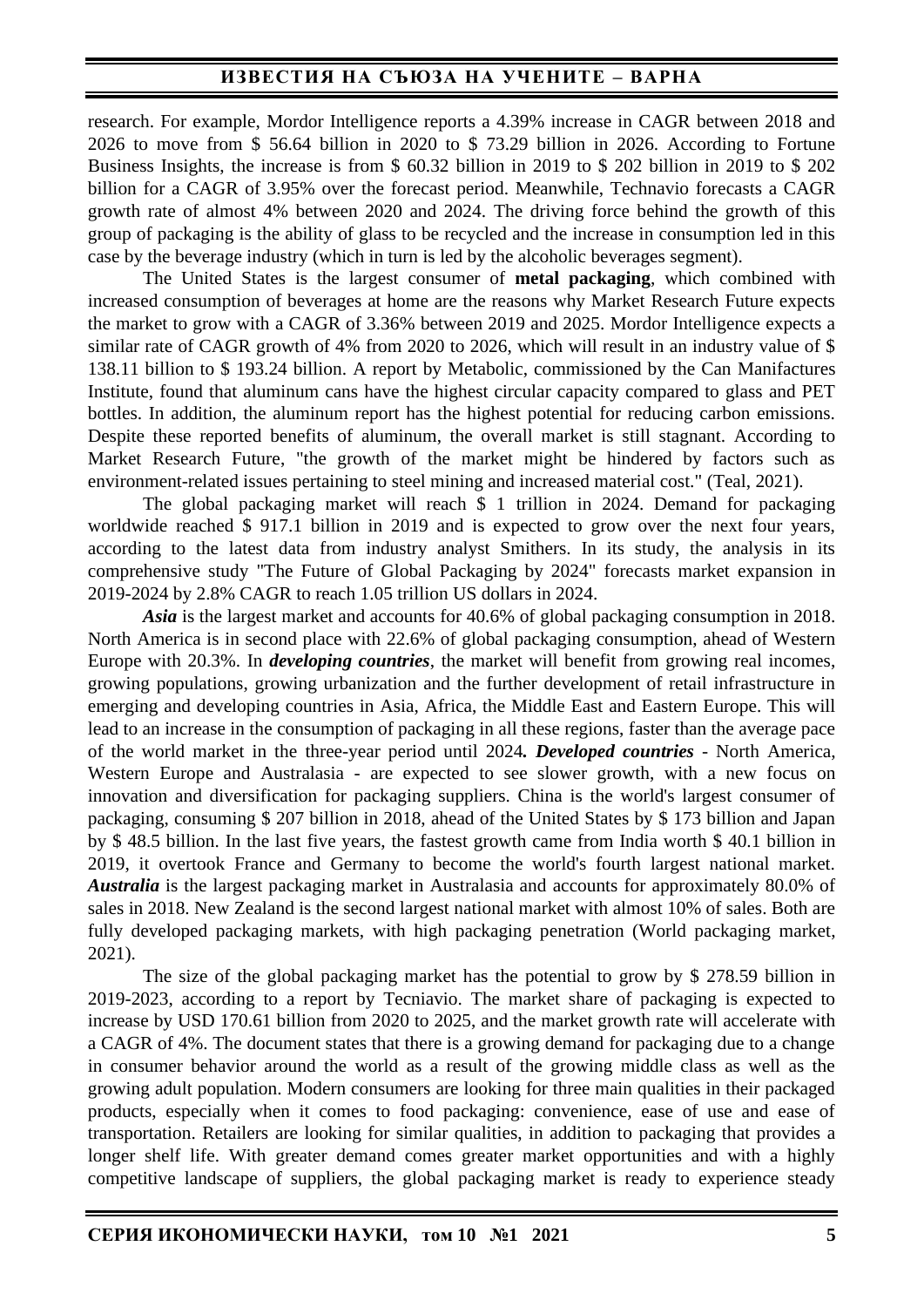research. For example, Mordor Intelligence reports a 4.39% increase in CAGR between 2018 and 2026 to move from $ 56.64 billion in 2020 to $ 73.29 billion in 2026. According to Fortune Business Insights, the increase is from $ 60.32 billion in 2019 to $ 202 billion in 2019 to $ 202 billion for a CAGR of 3.95% over the forecast period. Meanwhile, Technavio forecasts a CAGR growth rate of almost 4% between 2020 and 2024. The driving force behind the growth of this group of packaging is the ability of glass to be recycled and the increase in consumption led in this case by the beverage industry (which in turn is led by the alcoholic beverages segment).

The United States is the largest consumer of **metal packaging**, which combined with increased consumption of beverages at home are the reasons why Market Research Future expects the market to grow with a CAGR of 3.36% between 2019 and 2025. Mordor Intelligence expects a similar rate of CAGR growth of 4% from 2020 to 2026, which will result in an industry value of $ 138.11 billion to $ 193.24 billion. A report by Metabolic, commissioned by the Can Manifactures Institute, found that aluminum cans have the highest circular capacity compared to glass and PET bottles. In addition, the aluminum report has the highest potential for reducing carbon emissions. Despite these reported benefits of aluminum, the overall market is still stagnant. According to Market Research Future, "the growth of the market might be hindered by factors such as environment-related issues pertaining to steel mining and increased material cost." (Teal, 2021).

The global packaging market will reach $ 1 trillion in 2024. Demand for packaging worldwide reached $ 917.1 billion in 2019 and is expected to grow over the next four years, according to the latest data from industry analyst Smithers. In its study, the analysis in its comprehensive study "The Future of Global Packaging by 2024" forecasts market expansion in 2019-2024 by 2.8% CAGR to reach 1.05 trillion US dollars in 2024.

***Asia*** is the largest market and accounts for 40.6% of global packaging consumption in 2018. North America is in second place with 22.6% of global packaging consumption, ahead of Western Europe with 20.3%. In ***developing countries***, the market will benefit from growing real incomes, growing populations, growing urbanization and the further development of retail infrastructure in emerging and developing countries in Asia, Africa, the Middle East and Eastern Europe. This will lead to an increase in the consumption of packaging in all these regions, faster than the average pace of the world market in the three-year period until 2024***. Developed countries*** - North America, Western Europe and Australasia - are expected to see slower growth, with a new focus on innovation and diversification for packaging suppliers. China is the world's largest consumer of packaging, consuming $ 207 billion in 2018, ahead of the United States by $ 173 billion and Japan by $ 48.5 billion. In the last five years, the fastest growth came from India worth $ 40.1 billion in 2019, it overtook France and Germany to become the world's fourth largest national market. ***Australia*** is the largest packaging market in Australasia and accounts for approximately 80.0% of sales in 2018. New Zealand is the second largest national market with almost 10% of sales. Both are fully developed packaging markets, with high packaging penetration (World packaging market, 2021).

The size of the global packaging market has the potential to grow by $ 278.59 billion in 2019-2023, according to a report by Tecniavio. The market share of packaging is expected to increase by USD 170.61 billion from 2020 to 2025, and the market growth rate will accelerate with a CAGR of 4%. The document states that there is a growing demand for packaging due to a change in consumer behavior around the world as a result of the growing middle class as well as the growing adult population. Modern consumers are looking for three main qualities in their packaged products, especially when it comes to food packaging: convenience, ease of use and ease of transportation. Retailers are looking for similar qualities, in addition to packaging that provides a longer shelf life. With greater demand comes greater market opportunities and with a highly competitive landscape of suppliers, the global packaging market is ready to experience steady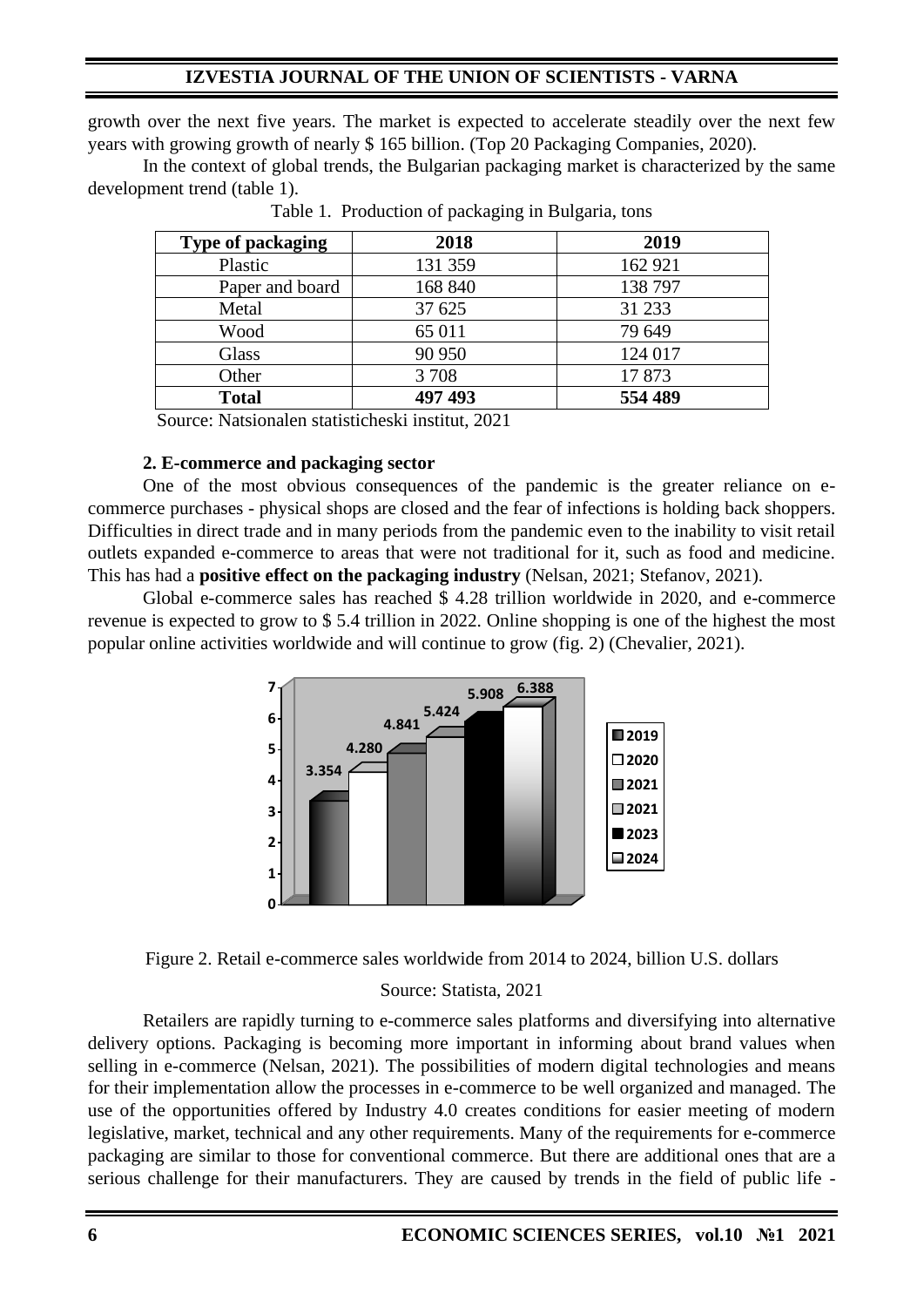growth over the next five years. The market is expected to accelerate steadily over the next few years with growing growth of nearly $ 165 billion. (Top 20 Packaging Companies, 2020).

In the context of global trends, the Bulgarian packaging market is characterized by the same development trend (table 1).

Table 1. Production of packaging in Bulgaria, tons

| Type of packaging | 2018 | 2019 |
|---|---|---|
| Plastic | 131 359 | 162 921 |
| Paper and board | 168 840 | 138 797 |
| Metal | 37 625 | 31 233 |
| Wood | 65 011 | 79 649 |
| Glass | 90 950 | 124 017 |
| Other | 3 708 | 17 873 |
| **Total** | **497 493** | **554 489** |

Source: Natsionalen statisticheski institut, 2021

### 2. E-commerce and packaging sector

One of the most obvious consequences of the pandemic is the greater reliance on e-commerce purchases - physical shops are closed and the fear of infections is holding back shoppers. Difficulties in direct trade and in many periods from the pandemic even to the inability to visit retail outlets expanded e-commerce to areas that were not traditional for it, such as food and medicine. This has had a **positive effect on the packaging industry** (Nelsan, 2021; Stefanov, 2021).

Global e-commerce sales has reached $ 4.28 trillion worldwide in 2020, and e-commerce revenue is expected to grow to $ 5.4 trillion in 2022. Online shopping is one of the highest the most popular online activities worldwide and will continue to grow (fig. 2) (Chevalier, 2021).

| Year | Value |
|---|---|
| 2019 | 3.354 |
| 2020 | 4.280 |
| 2021 | 4.841 |
| 2021 | 5.424 |
| 2023 | 5.908 |
| 2024 | 6.388 |

Figure 2. Retail e-commerce sales worldwide from 2014 to 2024, billion U.S. dollars

Source: Statista, 2021

Retailers are rapidly turning to e-commerce sales platforms and diversifying into alternative delivery options. Packaging is becoming more important in informing about brand values when selling in e-commerce (Nelsan, 2021). The possibilities of modern digital technologies and means for their implementation allow the processes in e-commerce to be well organized and managed. The use of the opportunities offered by Industry 4.0 creates conditions for easier meeting of modern legislative, market, technical and any other requirements. Many of the requirements for e-commerce packaging are similar to those for conventional commerce. But there are additional ones that are a serious challenge for their manufacturers. They are caused by trends in the field of public life -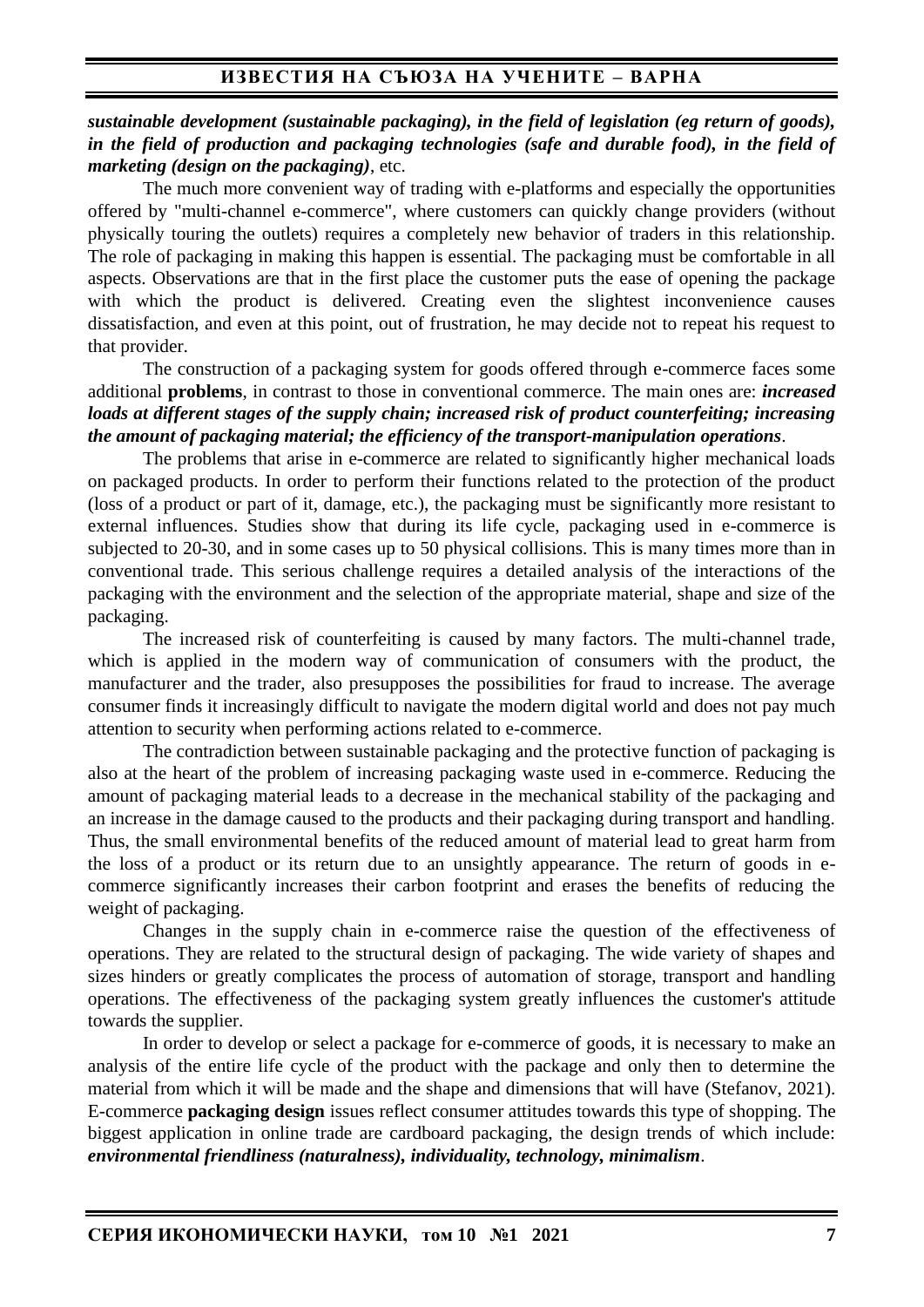***sustainable development (sustainable packaging), in the field of legislation (eg return of goods), in the field of production and packaging technologies (safe and durable food), in the field of marketing (design on the packaging)***, etc.

The much more convenient way of trading with e-platforms and especially the opportunities offered by "multi-channel e-commerce", where customers can quickly change providers (without physically touring the outlets) requires a completely new behavior of traders in this relationship. The role of packaging in making this happen is essential. The packaging must be comfortable in all aspects. Observations are that in the first place the customer puts the ease of opening the package with which the product is delivered. Creating even the slightest inconvenience causes dissatisfaction, and even at this point, out of frustration, he may decide not to repeat his request to that provider.

The construction of a packaging system for goods offered through e-commerce faces some additional **problems**, in contrast to those in conventional commerce. The main ones are: ***increased loads at different stages of the supply chain; increased risk of product counterfeiting; increasing the amount of packaging material; the efficiency of the transport-manipulation operations***.

The problems that arise in e-commerce are related to significantly higher mechanical loads on packaged products. In order to perform their functions related to the protection of the product (loss of a product or part of it, damage, etc.), the packaging must be significantly more resistant to external influences. Studies show that during its life cycle, packaging used in e-commerce is subjected to 20-30, and in some cases up to 50 physical collisions. This is many times more than in conventional trade. This serious challenge requires a detailed analysis of the interactions of the packaging with the environment and the selection of the appropriate material, shape and size of the packaging.

The increased risk of counterfeiting is caused by many factors. The multi-channel trade, which is applied in the modern way of communication of consumers with the product, the manufacturer and the trader, also presupposes the possibilities for fraud to increase. The average consumer finds it increasingly difficult to navigate the modern digital world and does not pay much attention to security when performing actions related to e-commerce.

The contradiction between sustainable packaging and the protective function of packaging is also at the heart of the problem of increasing packaging waste used in e-commerce. Reducing the amount of packaging material leads to a decrease in the mechanical stability of the packaging and an increase in the damage caused to the products and their packaging during transport and handling. Thus, the small environmental benefits of the reduced amount of material lead to great harm from the loss of a product or its return due to an unsightly appearance. The return of goods in e-commerce significantly increases their carbon footprint and erases the benefits of reducing the weight of packaging.

Changes in the supply chain in e-commerce raise the question of the effectiveness of operations. They are related to the structural design of packaging. The wide variety of shapes and sizes hinders or greatly complicates the process of automation of storage, transport and handling operations. The effectiveness of the packaging system greatly influences the customer's attitude towards the supplier.

In order to develop or select a package for e-commerce of goods, it is necessary to make an analysis of the entire life cycle of the product with the package and only then to determine the material from which it will be made and the shape and dimensions that will have (Stefanov, 2021). E-commerce **packaging design** issues reflect consumer attitudes towards this type of shopping. The biggest application in online trade are cardboard packaging, the design trends of which include: ***environmental friendliness (naturalness), individuality, technology, minimalism***.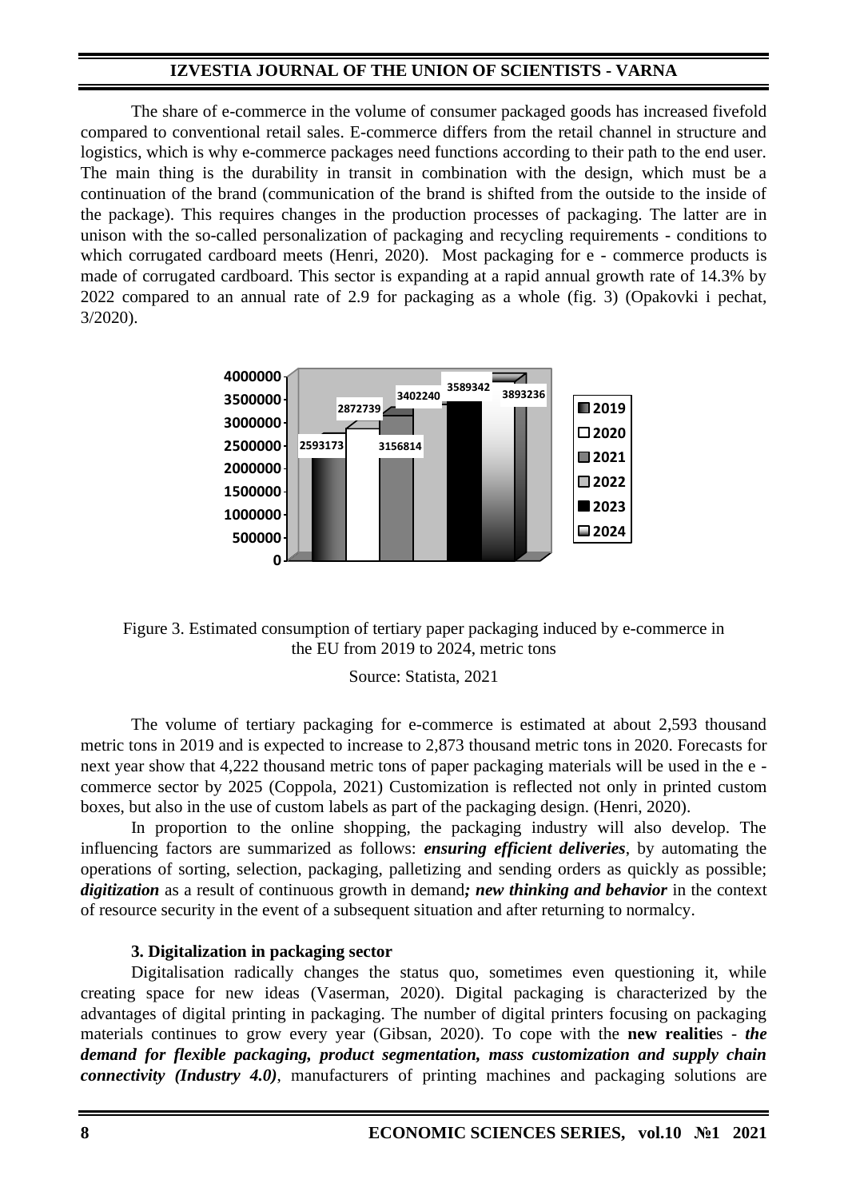The share of e-commerce in the volume of consumer packaged goods has increased fivefold compared to conventional retail sales. E-commerce differs from the retail channel in structure and logistics, which is why e-commerce packages need functions according to their path to the end user. The main thing is the durability in transit in combination with the design, which must be a continuation of the brand (communication of the brand is shifted from the outside to the inside of the package). This requires changes in the production processes of packaging. The latter are in unison with the so-called personalization of packaging and recycling requirements - conditions to which corrugated cardboard meets (Henri, 2020). Most packaging for e - commerce products is made of corrugated cardboard. This sector is expanding at a rapid annual growth rate of 14.3% by 2022 compared to an annual rate of 2.9 for packaging as a whole (fig. 3) (Opakovki i pechat, 3/2020).

| Year | Metric tons |
| --- | --- |
| 2019 | 2593173 |
| 2020 | 2872739 |
| 2021 | 3156814 |
| 2022 | 3402240 |
| 2023 | 3589342 |
| 2024 | 3893236 |

Figure 3. Estimated consumption of tertiary paper packaging induced by e-commerce in the EU from 2019 to 2024, metric tons

Source: Statista, 2021

The volume of tertiary packaging for e-commerce is estimated at about 2,593 thousand metric tons in 2019 and is expected to increase to 2,873 thousand metric tons in 2020. Forecasts for next year show that 4,222 thousand metric tons of paper packaging materials will be used in the e - commerce sector by 2025 (Coppola, 2021) Customization is reflected not only in printed custom boxes, but also in the use of custom labels as part of the packaging design. (Henri, 2020).

In proportion to the online shopping, the packaging industry will also develop. The influencing factors are summarized as follows: ***ensuring efficient deliveries***, by automating the operations of sorting, selection, packaging, palletizing and sending orders as quickly as possible; ***digitization*** as a result of continuous growth in demand***; new thinking and behavior*** in the context of resource security in the event of a subsequent situation and after returning to normalcy.

### 3. Digitalization in packaging sector

Digitalisation radically changes the status quo, sometimes even questioning it, while creating space for new ideas (Vaserman, 2020). Digital packaging is characterized by the advantages of digital printing in packaging. The number of digital printers focusing on packaging materials continues to grow every year (Gibsan, 2020). To cope with the **new realitie**s - ***the demand for flexible packaging, product segmentation, mass customization and supply chain connectivity (Industry 4.0)***, manufacturers of printing machines and packaging solutions are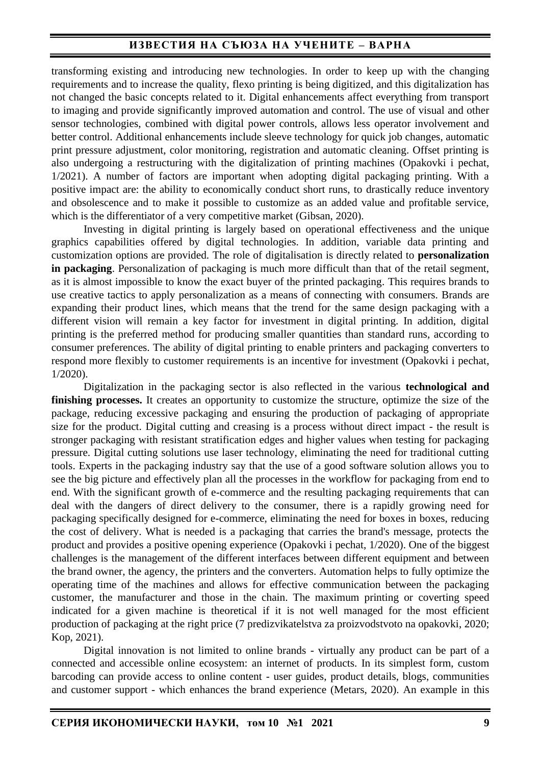transforming existing and introducing new technologies. In order to keep up with the changing requirements and to increase the quality, flexo printing is being digitized, and this digitalization has not changed the basic concepts related to it. Digital enhancements affect everything from transport to imaging and provide significantly improved automation and control. The use of visual and other sensor technologies, combined with digital power controls, allows less operator involvement and better control. Additional enhancements include sleeve technology for quick job changes, automatic print pressure adjustment, color monitoring, registration and automatic cleaning. Offset printing is also undergoing a restructuring with the digitalization of printing machines (Opakovki i pechat, 1/2021). A number of factors are important when adopting digital packaging printing. With a positive impact are: the ability to economically conduct short runs, to drastically reduce inventory and obsolescence and to make it possible to customize as an added value and profitable service, which is the differentiator of a very competitive market (Gibsan, 2020).

Investing in digital printing is largely based on operational effectiveness and the unique graphics capabilities offered by digital technologies. In addition, variable data printing and customization options are provided. The role of digitalisation is directly related to **personalization in packaging**. Personalization of packaging is much more difficult than that of the retail segment, as it is almost impossible to know the exact buyer of the printed packaging. This requires brands to use creative tactics to apply personalization as a means of connecting with consumers. Brands are expanding their product lines, which means that the trend for the same design packaging with a different vision will remain a key factor for investment in digital printing. In addition, digital printing is the preferred method for producing smaller quantities than standard runs, according to consumer preferences. The ability of digital printing to enable printers and packaging converters to respond more flexibly to customer requirements is an incentive for investment (Opakovki i pechat, 1/2020).

Digitalization in the packaging sector is also reflected in the various **technological and finishing processes.** It creates an opportunity to customize the structure, optimize the size of the package, reducing excessive packaging and ensuring the production of packaging of appropriate size for the product. Digital cutting and creasing is a process without direct impact - the result is stronger packaging with resistant stratification edges and higher values when testing for packaging pressure. Digital cutting solutions use laser technology, eliminating the need for traditional cutting tools. Experts in the packaging industry say that the use of a good software solution allows you to see the big picture and effectively plan all the processes in the workflow for packaging from end to end. With the significant growth of e-commerce and the resulting packaging requirements that can deal with the dangers of direct delivery to the consumer, there is a rapidly growing need for packaging specifically designed for e-commerce, eliminating the need for boxes in boxes, reducing the cost of delivery. What is needed is a packaging that carries the brand's message, protects the product and provides a positive opening experience (Opakovki i pechat, 1/2020). One of the biggest challenges is the management of the different interfaces between different equipment and between the brand owner, the agency, the printers and the converters. Automation helps to fully optimize the operating time of the machines and allows for effective communication between the packaging customer, the manufacturer and those in the chain. The maximum printing or coverting speed indicated for a given machine is theoretical if it is not well managed for the most efficient production of packaging at the right price (7 predizvikatelstva za proizvodstvoto na opakovki, 2020; Kop, 2021).

Digital innovation is not limited to online brands - virtually any product can be part of a connected and accessible online ecosystem: an internet of products. In its simplest form, custom barcoding can provide access to online content - user guides, product details, blogs, communities and customer support - which enhances the brand experience (Metars, 2020). An example in this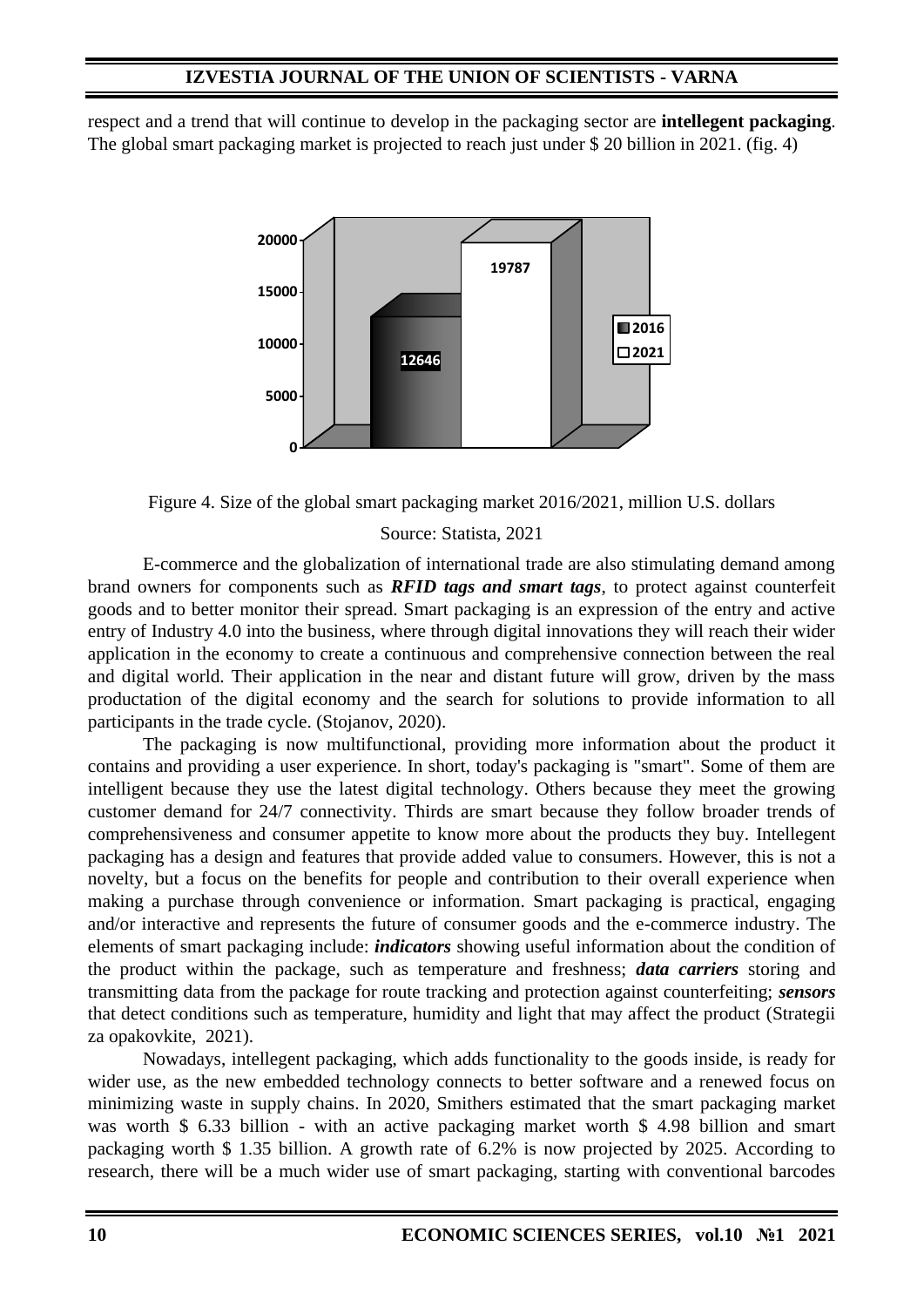respect and a trend that will continue to develop in the packaging sector are **intellegent packaging**. The global smart packaging market is projected to reach just under $ 20 billion in 2021. (fig. 4)

Figure 4. Size of the global smart packaging market 2016/2021, million U.S. dollars

Source: Statista, 2021

E-commerce and the globalization of international trade are also stimulating demand among brand owners for components such as ***RFID tags and smart tags***, to protect against counterfeit goods and to better monitor their spread. Smart packaging is an expression of the entry and active entry of Industry 4.0 into the business, where through digital innovations they will reach their wider application in the economy to create a continuous and comprehensive connection between the real and digital world. Their application in the near and distant future will grow, driven by the mass productation of the digital economy and the search for solutions to provide information to all participants in the trade cycle. (Stojanov, 2020).

The packaging is now multifunctional, providing more information about the product it contains and providing a user experience. In short, today's packaging is "smart". Some of them are intelligent because they use the latest digital technology. Others because they meet the growing customer demand for 24/7 connectivity. Thirds are smart because they follow broader trends of comprehensiveness and consumer appetite to know more about the products they buy. Intellegent packaging has a design and features that provide added value to consumers. However, this is not a novelty, but a focus on the benefits for people and contribution to their overall experience when making a purchase through convenience or information. Smart packaging is practical, engaging and/or interactive and represents the future of consumer goods and the e-commerce industry. The elements of smart packaging include: ***indicators*** showing useful information about the condition of the product within the package, such as temperature and freshness; ***data carriers*** storing and transmitting data from the package for route tracking and protection against counterfeiting; ***sensors*** that detect conditions such as temperature, humidity and light that may affect the product (Strategii za opakovkite, 2021).

Nowadays, intellegent packaging, which adds functionality to the goods inside, is ready for wider use, as the new embedded technology connects to better software and a renewed focus on minimizing waste in supply chains. In 2020, Smithers estimated that the smart packaging market was worth $ 6.33 billion - with an active packaging market worth $ 4.98 billion and smart packaging worth $ 1.35 billion. A growth rate of 6.2% is now projected by 2025. According to research, there will be a much wider use of smart packaging, starting with conventional barcodes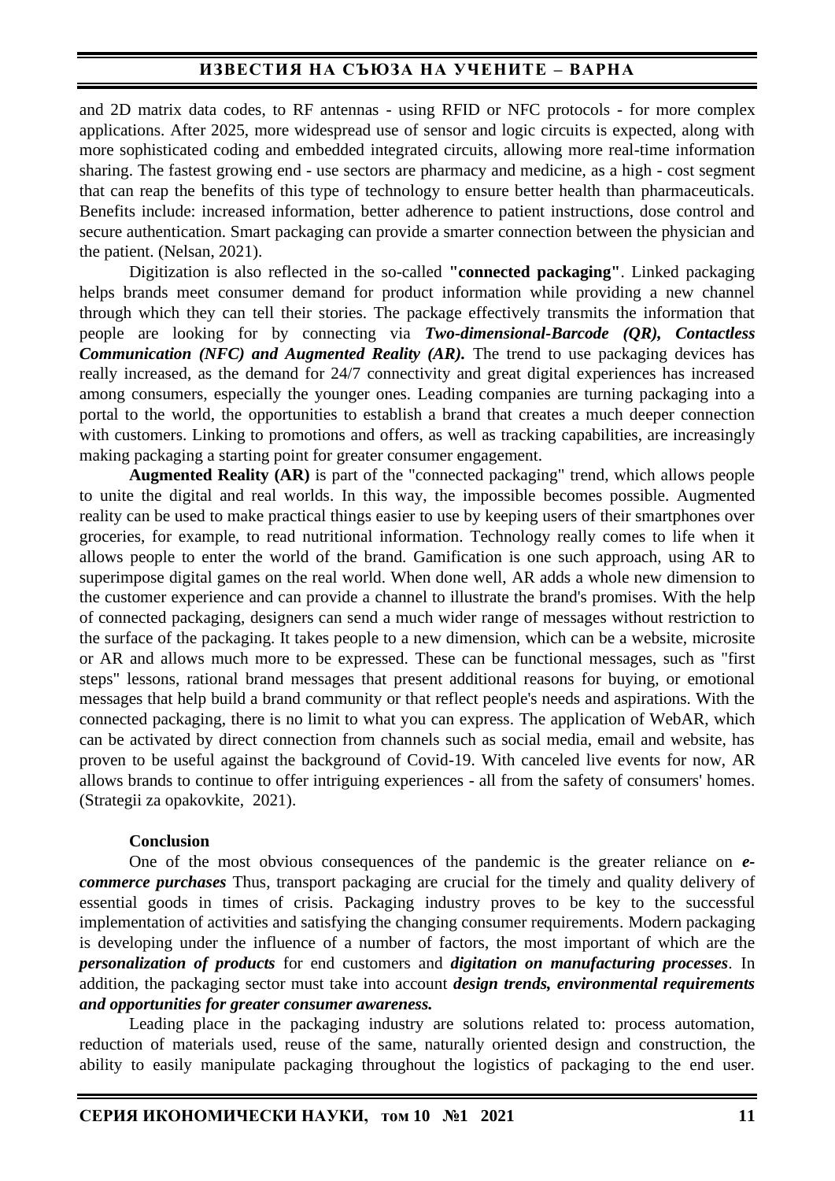and 2D matrix data codes, to RF antennas - using RFID or NFC protocols - for more complex applications. After 2025, more widespread use of sensor and logic circuits is expected, along with more sophisticated coding and embedded integrated circuits, allowing more real-time information sharing. The fastest growing end - use sectors are pharmacy and medicine, as a high - cost segment that can reap the benefits of this type of technology to ensure better health than pharmaceuticals. Benefits include: increased information, better adherence to patient instructions, dose control and secure authentication. Smart packaging can provide a smarter connection between the physician and the patient. (Nelsan, 2021).

Digitization is also reflected in the so-called **"connected packaging"**. Linked packaging helps brands meet consumer demand for product information while providing a new channel through which they can tell their stories. The package effectively transmits the information that people are looking for by connecting via ***Two-dimensional-Barcode (QR), Contactless Communication (NFC) and Augmented Reality (AR).*** The trend to use packaging devices has really increased, as the demand for 24/7 connectivity and great digital experiences has increased among consumers, especially the younger ones. Leading companies are turning packaging into a portal to the world, the opportunities to establish a brand that creates a much deeper connection with customers. Linking to promotions and offers, as well as tracking capabilities, are increasingly making packaging a starting point for greater consumer engagement.

**Augmented Reality (AR)** is part of the "connected packaging" trend, which allows people to unite the digital and real worlds. In this way, the impossible becomes possible. Augmented reality can be used to make practical things easier to use by keeping users of their smartphones over groceries, for example, to read nutritional information. Technology really comes to life when it allows people to enter the world of the brand. Gamification is one such approach, using AR to superimpose digital games on the real world. When done well, AR adds a whole new dimension to the customer experience and can provide a channel to illustrate the brand's promises. With the help of connected packaging, designers can send a much wider range of messages without restriction to the surface of the packaging. It takes people to a new dimension, which can be a website, microsite or AR and allows much more to be expressed. These can be functional messages, such as "first steps" lessons, rational brand messages that present additional reasons for buying, or emotional messages that help build a brand community or that reflect people's needs and aspirations. With the connected packaging, there is no limit to what you can express. The application of WebAR, which can be activated by direct connection from channels such as social media, email and website, has proven to be useful against the background of Covid-19. With canceled live events for now, AR allows brands to continue to offer intriguing experiences - all from the safety of consumers' homes. (Strategii za opakovkite, 2021).

### Conclusion

One of the most obvious consequences of the pandemic is the greater reliance on ***e-commerce purchases*** Thus, transport packaging are crucial for the timely and quality delivery of essential goods in times of crisis. Packaging industry proves to be key to the successful implementation of activities and satisfying the changing consumer requirements. Modern packaging is developing under the influence of a number of factors, the most important of which are the ***personalization of products*** for end customers and ***digitation on manufacturing processes***. In addition, the packaging sector must take into account ***design trends, environmental requirements and opportunities for greater consumer awareness.***

Leading place in the packaging industry are solutions related to: process automation, reduction of materials used, reuse of the same, naturally oriented design and construction, the ability to easily manipulate packaging throughout the logistics of packaging to the end user.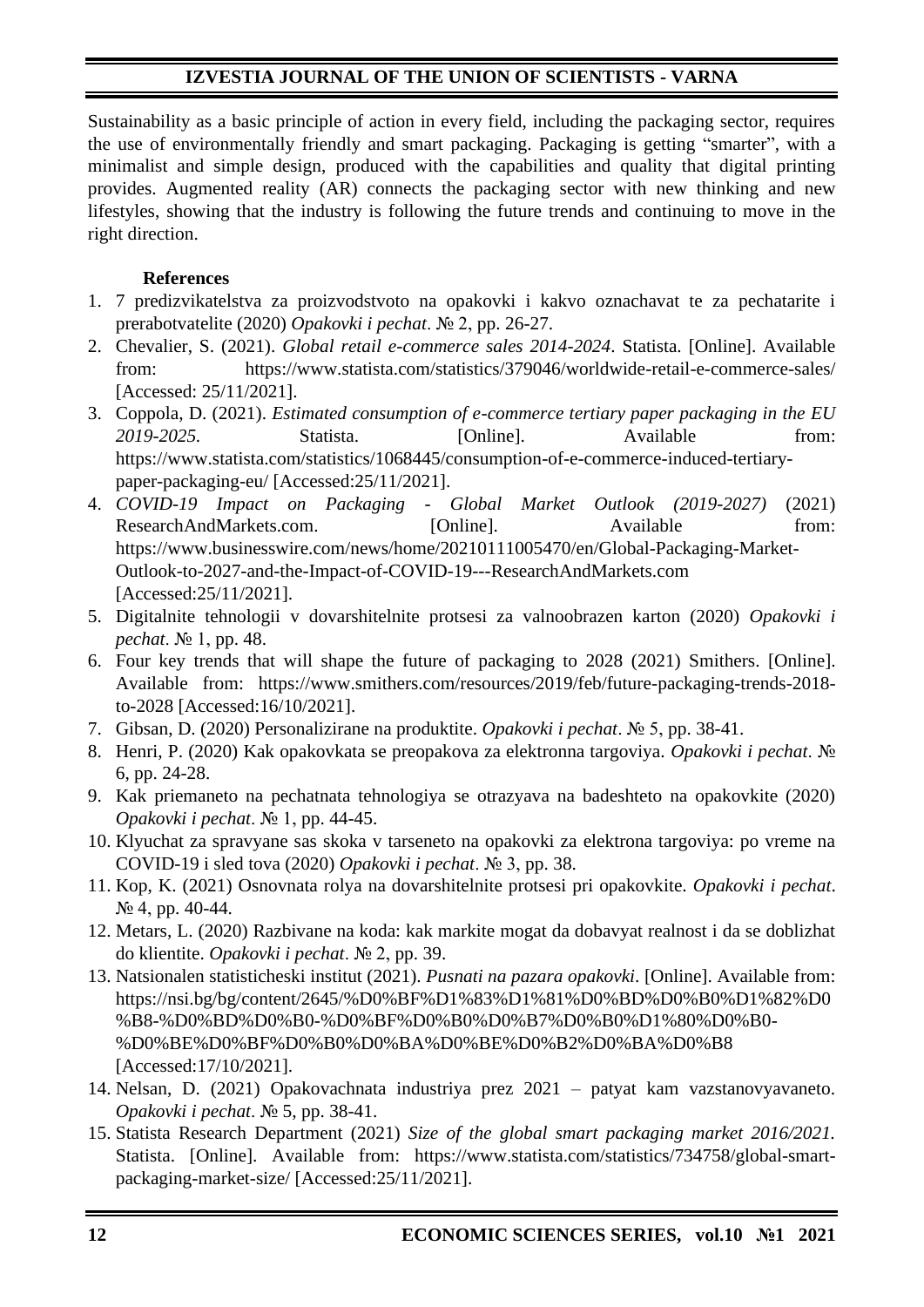Sustainability as a basic principle of action in every field, including the packaging sector, requires the use of environmentally friendly and smart packaging. Packaging is getting "smarter", with a minimalist and simple design, produced with the capabilities and quality that digital printing provides. Augmented reality (AR) connects the packaging sector with new thinking and new lifestyles, showing that the industry is following the future trends and continuing to move in the right direction.

**References**

1. 7 predizvikatelstva za proizvodstvoto na opakovki i kakvo oznachavat te za pechatarite i prerabotvatelite (2020) *Opakovki i pechat*. № 2, pp. 26-27.
2. Chevalier, S. (2021). *Global retail e-commerce sales 2014-2024*. Statista. [Online]. Available from: https://www.statista.com/statistics/379046/worldwide-retail-e-commerce-sales/ [Accessed: 25/11/2021].
3. Coppola, D. (2021). *Estimated consumption of e-commerce tertiary paper packaging in the EU 2019-2025*. Statista. [Online]. Available from: https://www.statista.com/statistics/1068445/consumption-of-e-commerce-induced-tertiary-paper-packaging-eu/ [Accessed:25/11/2021].
4. *COVID-19 Impact on Packaging - Global Market Outlook (2019-2027)* (2021) ResearchAndMarkets.com. [Online]. Available from: https://www.businesswire.com/news/home/20210111005470/en/Global-Packaging-Market-Outlook-to-2027-and-the-Impact-of-COVID-19---ResearchAndMarkets.com [Accessed:25/11/2021].
5. Digitalnite tehnologii v dovarshitelnite protsesi za valnoobrazen karton (2020) *Opakovki i pechat*. № 1, pp. 48.
6. Four key trends that will shape the future of packaging to 2028 (2021) Smithers. [Online]. Available from: https://www.smithers.com/resources/2019/feb/future-packaging-trends-2018-to-2028 [Accessed:16/10/2021].
7. Gibsan, D. (2020) Personalizirane na produktite. *Opakovki i pechat*. № 5, pp. 38-41.
8. Henri, P. (2020) Kak opakovkata se preopakova za elektronna targoviya. *Opakovki i pechat*. № 6, pp. 24-28.
9. Kak priemaneto na pechatnata tehnologiya se otrazyava na badeshteto na opakovkite (2020) *Opakovki i pechat*. № 1, pp. 44-45.
10. Klyuchat za spravyane sas skoka v tarseneto na opakovki za elektrona targoviya: po vreme na COVID-19 i sled tova (2020) *Opakovki i pechat*. № 3, pp. 38.
11. Kop, K. (2021) Osnovnata rolya na dovarshitelnite protsesi pri opakovkite. *Opakovki i pechat*. № 4, pp. 40-44.
12. Metars, L. (2020) Razbivane na koda: kak markite mogat da dobavyat realnost i da se doblizhat do klientite. *Opakovki i pechat*. № 2, pp. 39.
13. Natsionalen statisticheski institut (2021). *Pusnati na pazara opakovki*. [Online]. Available from: https://nsi.bg/bg/content/2645/%D0%BF%D1%83%D1%81%D0%BD%D0%B0%D1%82%D0%B8-%D0%BD%D0%B0-%D0%BF%D0%B0%D0%B7%D0%B0%D1%80%D0%B0-%D0%BE%D0%BF%D0%B0%D0%BA%D0%BE%D0%B2%D0%BA%D0%B8 [Accessed:17/10/2021].
14. Nelsan, D. (2021) Opakovachnata industriya prez 2021 – patyat kam vazstanovyavaneto. *Opakovki i pechat*. № 5, pp. 38-41.
15. Statista Research Department (2021) *Size of the global smart packaging market 2016/2021*. Statista. [Online]. Available from: https://www.statista.com/statistics/734758/global-smart-packaging-market-size/ [Accessed:25/11/2021].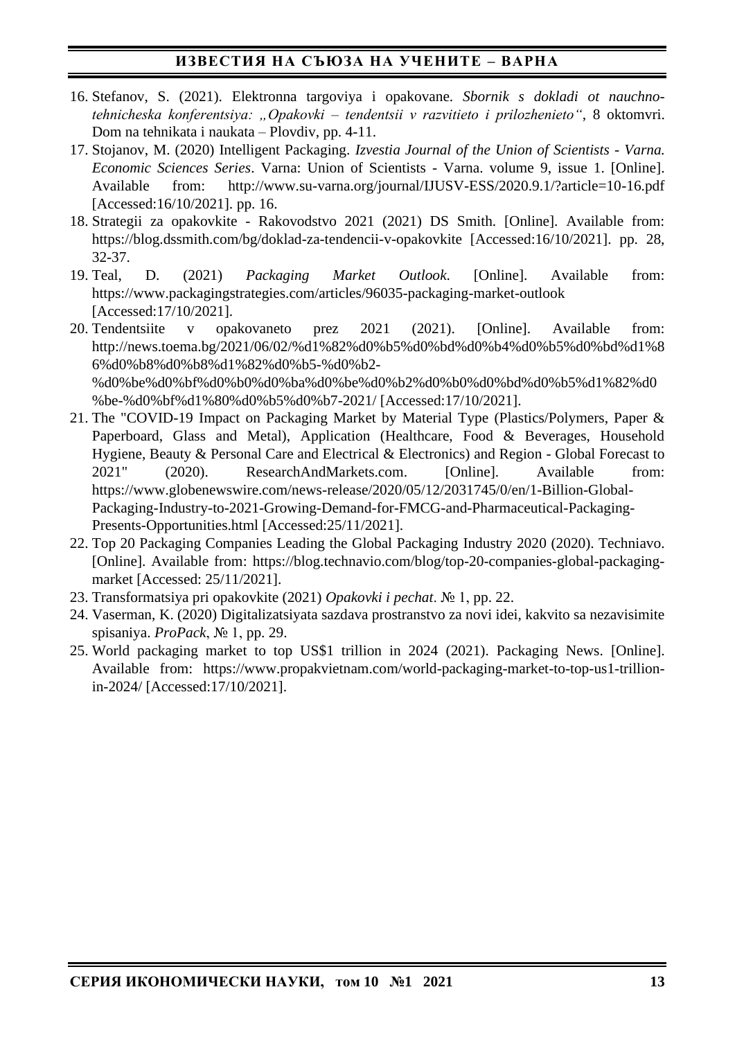16. Stefanov, S. (2021). Elektronna targoviya i opakovane. *Sbornik s dokladi ot nauchno-tehnicheska konferentsiya: „Opakovki – tendentsii v razvitieto i prilozhenieto"*, 8 oktomvri. Dom na tehnikata i naukata – Plovdiv, pp. 4-11.
17. Stojanov, M. (2020) Intelligent Packaging. *Izvestia Journal of the Union of Scientists - Varna. Economic Sciences Series*. Varna: Union of Scientists - Varna. volume 9, issue 1. [Online]. Available from: http://www.su-varna.org/journal/IJUSV-ESS/2020.9.1/?article=10-16.pdf [Accessed:16/10/2021]. pp. 16.
18. Strategii za opakovkite - Rakovodstvo 2021 (2021) DS Smith. [Online]. Available from: https://blog.dssmith.com/bg/doklad-za-tendencii-v-opakovkite [Accessed:16/10/2021]. pp. 28, 32-37.
19. Teal, D. (2021) *Packaging Market Outlook*. [Online]. Available from: https://www.packagingstrategies.com/articles/96035-packaging-market-outlook [Accessed:17/10/2021].
20. Tendentsiite v opakovaneto prez 2021 (2021). [Online]. Available from: http://news.toema.bg/2021/06/02/%d1%82%d0%b5%d0%bd%d0%b4%d0%b5%d0%bd%d1%86%d0%b8%d0%b8%d1%82%d0%b5-%d0%b2-%d0%be%d0%bf%d0%b0%d0%ba%d0%be%d0%b2%d0%b0%d0%bd%d0%b5%d1%82%d0%be-%d0%bf%d1%80%d0%b5%d0%b7-2021/ [Accessed:17/10/2021].
21. The "COVID-19 Impact on Packaging Market by Material Type (Plastics/Polymers, Paper & Paperboard, Glass and Metal), Application (Healthcare, Food & Beverages, Household Hygiene, Beauty & Personal Care and Electrical & Electronics) and Region - Global Forecast to 2021" (2020). ResearchAndMarkets.com. [Online]. Available from: https://www.globenewswire.com/news-release/2020/05/12/2031745/0/en/1-Billion-Global-Packaging-Industry-to-2021-Growing-Demand-for-FMCG-and-Pharmaceutical-Packaging-Presents-Opportunities.html [Accessed:25/11/2021].
22. Top 20 Packaging Companies Leading the Global Packaging Industry 2020 (2020). Techniavo. [Online]. Available from: https://blog.technavio.com/blog/top-20-companies-global-packaging-market [Accessed: 25/11/2021].
23. Transformatsiya pri opakovkite (2021) *Opakovki i pechat*. № 1, pp. 22.
24. Vaserman, K. (2020) Digitalizatsiyata sazdava prostranstvo za novi idei, kakvito sa nezavisimite spisaniya. *ProPack*, № 1, pp. 29.
25. World packaging market to top US$1 trillion in 2024 (2021). Packaging News. [Online]. Available from: https://www.propakvietnam.com/world-packaging-market-to-top-us1-trillion-in-2024/ [Accessed:17/10/2021].